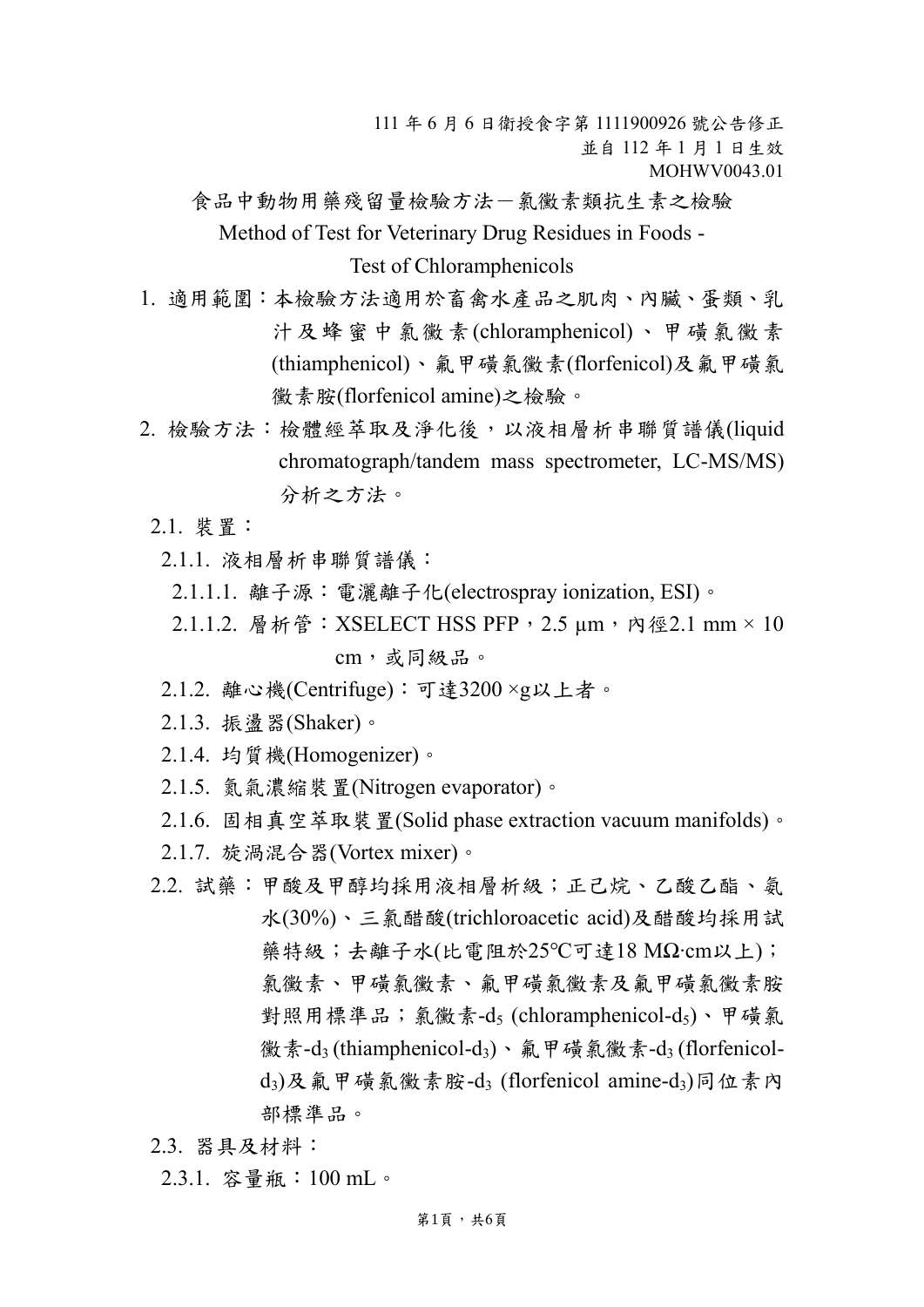111 年 6 月 6 日衛授食字第 1111900926 號公告修正
並自 112 年 1 月 1 日生效
MOHWV0043.01

# 食品中動物用藥殘留量檢驗方法－氯黴素類抗生素之檢驗

# Method of Test for Veterinary Drug Residues in Foods - Test of Chloramphenicols

1. 適用範圍：本檢驗方法適用於畜禽水產品之肌肉、內臟、蛋類、乳汁及蜂蜜中氯黴素(chloramphenicol)、甲磺氯黴素(thiamphenicol)、氟甲磺氯黴素(florfenicol)及氟甲磺氯黴素胺(florfenicol amine)之檢驗。

2. 檢驗方法：檢體經萃取及淨化後，以液相層析串聯質譜儀(liquid chromatograph/tandem mass spectrometer, LC-MS/MS)分析之方法。

2.1. 裝置：

2.1.1. 液相層析串聯質譜儀：

2.1.1.1. 離子源：電灑離子化(electrospray ionization, ESI)。

2.1.1.2. 層析管：XSELECT HSS PFP，2.5 µm，內徑2.1 mm × 10 cm，或同級品。

2.1.2. 離心機(Centrifuge)：可達3200 ×g以上者。

2.1.3. 振盪器(Shaker)。

2.1.4. 均質機(Homogenizer)。

2.1.5. 氮氣濃縮裝置(Nitrogen evaporator)。

2.1.6. 固相真空萃取裝置(Solid phase extraction vacuum manifolds)。

2.1.7. 旋渦混合器(Vortex mixer)。

2.2. 試藥：甲酸及甲醇均採用液相層析級；正己烷、乙酸乙酯、氨水(30%)、三氯醋酸(trichloroacetic acid)及醋酸均採用試藥特級；去離子水(比電阻於25℃可達18 MΩ·cm以上)；氯黴素、甲磺氯黴素、氟甲磺氯黴素及氟甲磺氯黴素胺對照用標準品；氯黴素-$d_5$ (chloramphenicol-$d_5$)、甲磺氯黴素-$d_3$ (thiamphenicol-$d_3$)、氟甲磺氯黴素-$d_3$ (florfenicol-$d_3$)及氟甲磺氯黴素胺-$d_3$ (florfenicol amine-$d_3$)同位素內部標準品。

2.3. 器具及材料：

2.3.1. 容量瓶：100 mL。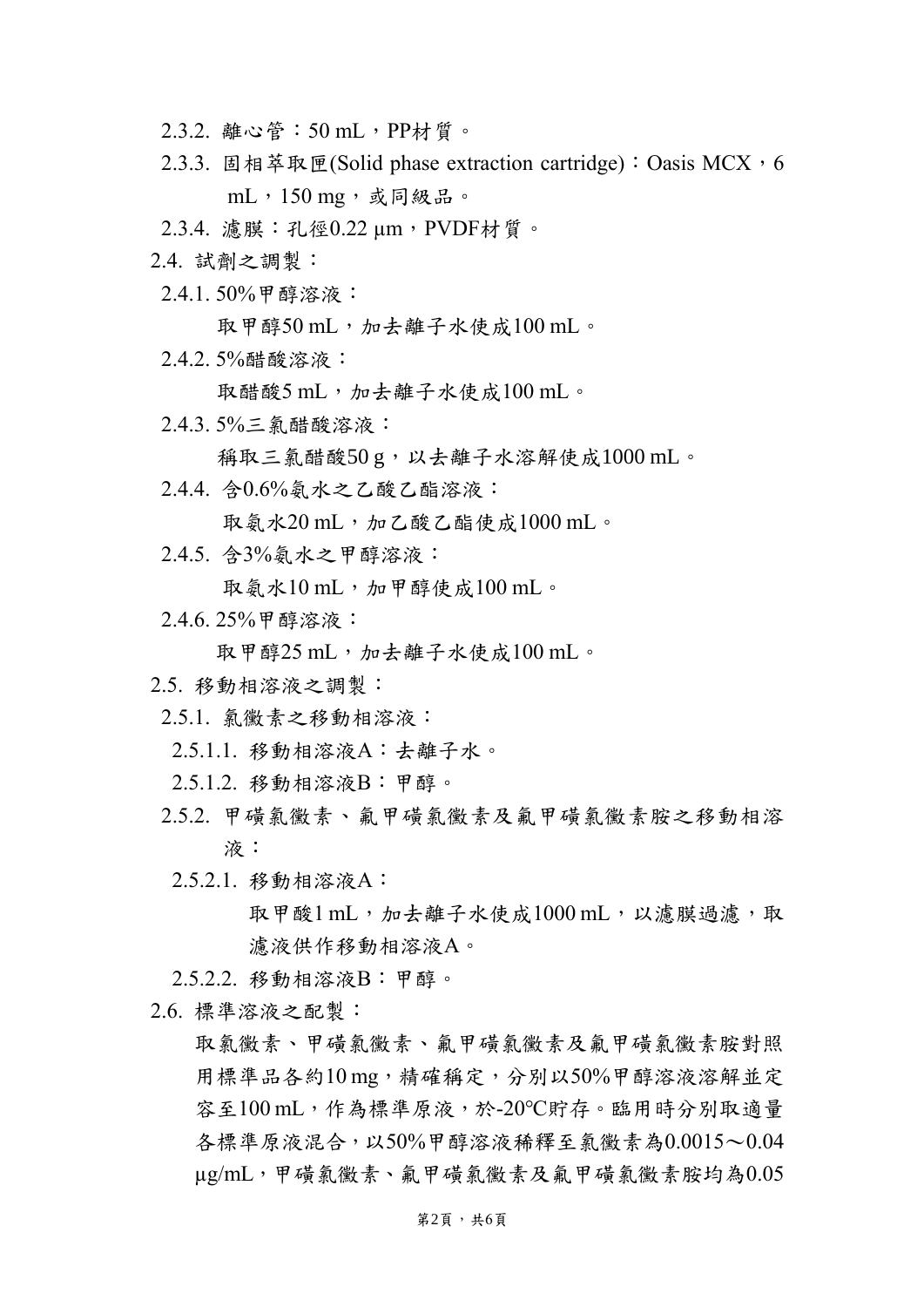2.3.2. 離心管：50 mL，PP材質。

2.3.3. 固相萃取匣(Solid phase extraction cartridge)：Oasis MCX，6 mL，150 mg，或同級品。

2.3.4. 濾膜：孔徑0.22 μm，PVDF材質。

2.4. 試劑之調製：

2.4.1. 50%甲醇溶液：

取甲醇50 mL，加去離子水使成100 mL。

2.4.2. 5%醋酸溶液：

取醋酸5 mL，加去離子水使成100 mL。

2.4.3. 5%三氯醋酸溶液：

稱取三氯醋酸50 g，以去離子水溶解使成1000 mL。

2.4.4. 含0.6%氨水之乙酸乙酯溶液：

取氨水20 mL，加乙酸乙酯使成1000 mL。

2.4.5. 含3%氨水之甲醇溶液：

取氨水10 mL，加甲醇使成100 mL。

2.4.6. 25%甲醇溶液：

取甲醇25 mL，加去離子水使成100 mL。

2.5. 移動相溶液之調製：

2.5.1. 氯黴素之移動相溶液：

2.5.1.1. 移動相溶液A：去離子水。

2.5.1.2. 移動相溶液B：甲醇。

2.5.2. 甲磺氯黴素、氟甲磺氯黴素及氟甲磺氯黴素胺之移動相溶液：

2.5.2.1. 移動相溶液A：

取甲酸1 mL，加去離子水使成1000 mL，以濾膜過濾，取濾液供作移動相溶液A。

2.5.2.2. 移動相溶液B：甲醇。

2.6. 標準溶液之配製：

取氯黴素、甲磺氯黴素、氟甲磺氯黴素及氟甲磺氯黴素胺對照用標準品各約10 mg，精確稱定，分別以50%甲醇溶液溶解並定容至100 mL，作為標準原液，於-20°C貯存。臨用時分別取適量各標準原液混合，以50%甲醇溶液稀釋至氯黴素為0.0015～0.04 μg/mL，甲磺氯黴素、氟甲磺氯黴素及氟甲磺氯黴素胺均為0.05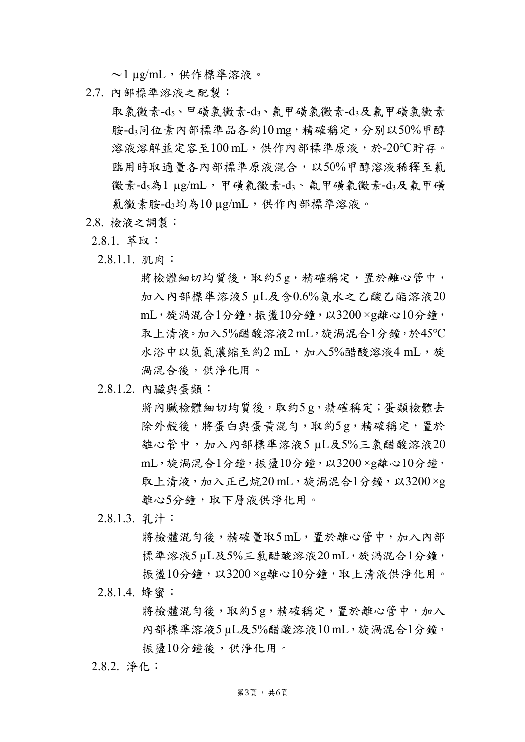～1 μg/mL，供作標準溶液。

2.7. 內部標準溶液之配製：

取氯黴素-$d_5$、甲磺氯黴素-$d_3$、氟甲磺氯黴素-$d_3$及氟甲磺氯黴素胺-$d_3$同位素內部標準品各約10 mg，精確稱定，分別以50%甲醇溶液溶解並定容至100 mL，供作內部標準原液，於-20°C貯存。臨用時取適量各內部標準原液混合，以50%甲醇溶液稀釋至氯黴素-$d_5$為1 μg/mL，甲磺氯黴素-$d_3$、氟甲磺氯黴素-$d_3$及氟甲磺氯黴素胺-$d_3$均為10 μg/mL，供作內部標準溶液。

2.8. 檢液之調製：

2.8.1. 萃取：

2.8.1.1. 肌肉：

將檢體細切均質後，取約5 g，精確稱定，置於離心管中，加入內部標準溶液5 μL及含0.6%氨水之乙酸乙酯溶液20 mL，旋渦混合1分鐘，振盪10分鐘，以3200 ×g離心10分鐘，取上清液。加入5%醋酸溶液2 mL，旋渦混合1分鐘，於45°C水浴中以氮氣濃縮至約2 mL，加入5%醋酸溶液4 mL，旋渦混合後，供淨化用。

2.8.1.2. 內臟與蛋類：

將內臟檢體細切均質後，取約5 g，精確稱定；蛋類檢體去除外殼後，將蛋白與蛋黃混勻，取約5 g，精確稱定，置於離心管中，加入內部標準溶液5 μL及5%三氯醋酸溶液20 mL，旋渦混合1分鐘，振盪10分鐘，以3200 ×g離心10分鐘，取上清液，加入正己烷20 mL，旋渦混合1分鐘，以3200 ×g離心5分鐘，取下層液供淨化用。

2.8.1.3. 乳汁：

將檢體混勻後，精確量取5 mL，置於離心管中，加入內部標準溶液5 μL及5%三氯醋酸溶液20 mL，旋渦混合1分鐘，振盪10分鐘，以3200 ×g離心10分鐘，取上清液供淨化用。

2.8.1.4. 蜂蜜：

將檢體混勻後，取約5 g，精確稱定，置於離心管中，加入內部標準溶液5 μL及5%醋酸溶液10 mL，旋渦混合1分鐘，振盪10分鐘後，供淨化用。

2.8.2. 淨化：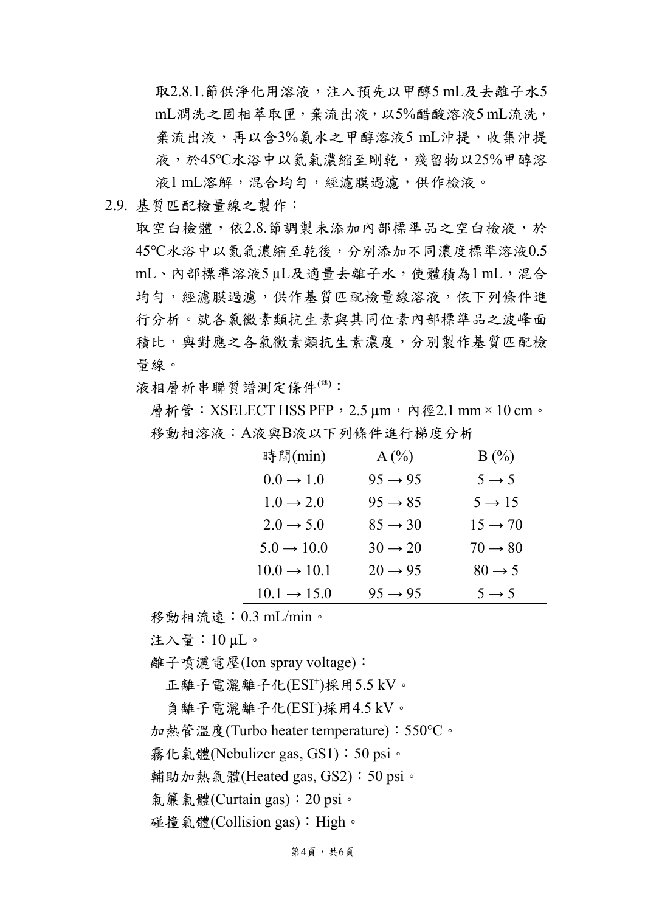取2.8.1.節供淨化用溶液，注入預先以甲醇5 mL及去離子水5 mL潤洗之固相萃取匣，棄流出液，以5%醋酸溶液5 mL流洗，棄流出液，再以含3%氨水之甲醇溶液5 mL沖提，收集沖提液，於45℃水浴中以氮氣濃縮至剛乾，殘留物以25%甲醇溶液1 mL溶解，混合均勻，經濾膜過濾，供作檢液。

2.9. 基質匹配檢量線之製作：

取空白檢體，依2.8.節調製未添加內部標準品之空白檢液，於45℃水浴中以氮氣濃縮至乾後，分別添加不同濃度標準溶液0.5 mL、內部標準溶液5 μL及適量去離子水，使體積為1 mL，混合均勻，經濾膜過濾，供作基質匹配檢量線溶液，依下列條件進行分析。就各氯黴素類抗生素與其同位素內部標準品之波峰面積比，與對應之各氯黴素類抗生素濃度，分別製作基質匹配檢量線。

液相層析串聯質譜測定條件(註)：

層析管：XSELECT HSS PFP，2.5 μm，內徑2.1 mm × 10 cm。

移動相溶液：A液與B液以下列條件進行梯度分析

| 時間(min) | A (%) | B (%) |
|---|---|---|
| 0.0 → 1.0 | 95 → 95 | 5 → 5 |
| 1.0 → 2.0 | 95 → 85 | 5 → 15 |
| 2.0 → 5.0 | 85 → 30 | 15 → 70 |
| 5.0 → 10.0 | 30 → 20 | 70 → 80 |
| 10.0 → 10.1 | 20 → 95 | 80 → 5 |
| 10.1 → 15.0 | 95 → 95 | 5 → 5 |

移動相流速：0.3 mL/min。

注入量：10 μL。

離子噴灑電壓(Ion spray voltage)：

正離子電灑離子化($ESI^+$)採用5.5 kV。

負離子電灑離子化($ESI^-$)採用4.5 kV。

加熱管溫度(Turbo heater temperature)：550℃。

霧化氣體(Nebulizer gas, GS1)：50 psi。

輔助加熱氣體(Heated gas, GS2)：50 psi。

氣簾氣體(Curtain gas)：20 psi。

碰撞氣體(Collision gas)：High。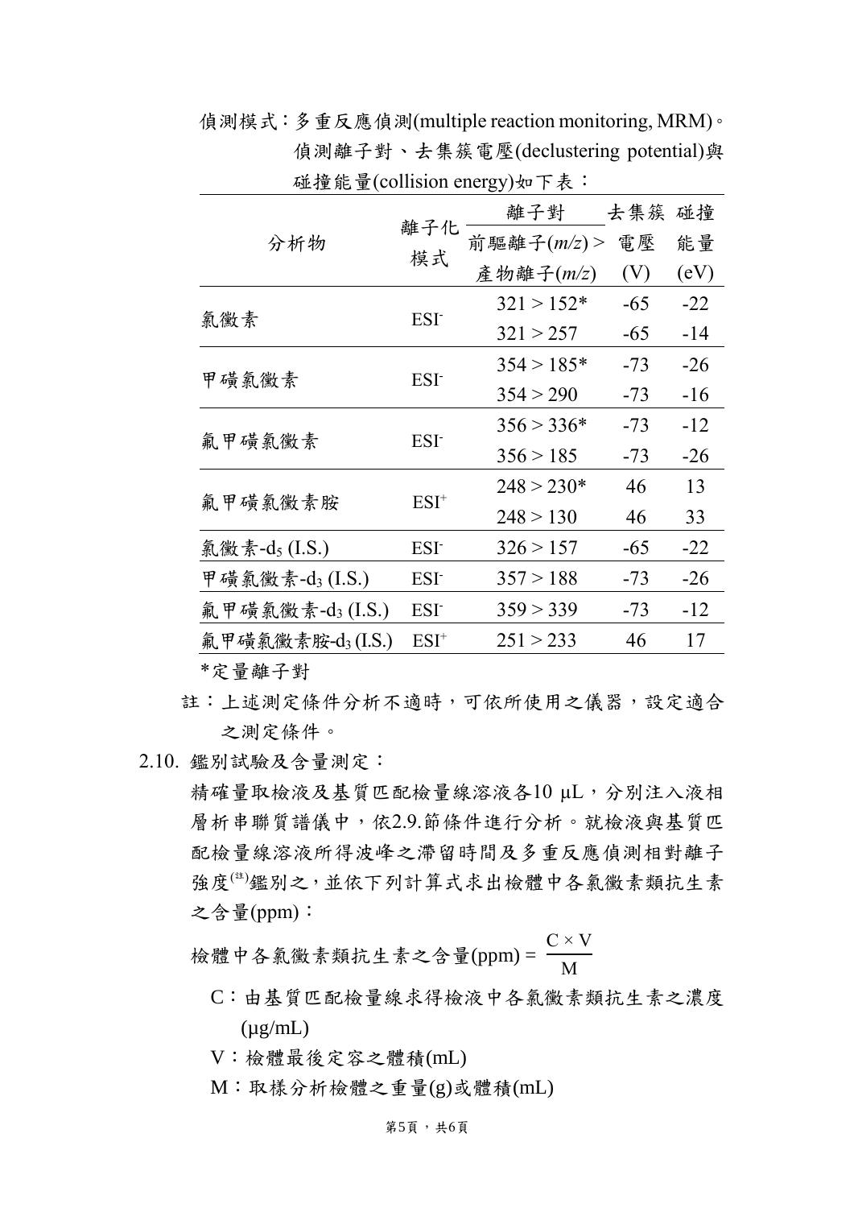偵測模式：多重反應偵測(multiple reaction monitoring, MRM)。

偵測離子對、去集簇電壓(declustering potential)與碰撞能量(collision energy)如下表：

| 分析物 | 離子化模式 | 離子對<br>前驅離子(*m/z*) > 產物離子(*m/z*) | 去集簇電壓 (V) | 碰撞能量 (eV) |
|---|---|---|---|---|
| 氯黴素 | $ESI^-$ | 321 > 152* | -65 | -22 |
| | | 321 > 257 | -65 | -14 |
| 甲磺氯黴素 | $ESI^-$ | 354 > 185* | -73 | -26 |
| | | 354 > 290 | -73 | -16 |
| 氟甲磺氯黴素 | $ESI^-$ | 356 > 336* | -73 | -12 |
| | | 356 > 185 | -73 | -26 |
| 氟甲磺氯黴素胺 | $ESI^+$ | 248 > 230* | 46 | 13 |
| | | 248 > 130 | 46 | 33 |
| 氯黴素-$d_5$ (I.S.) | $ESI^-$ | 326 > 157 | -65 | -22 |
| 甲磺氯黴素-$d_3$ (I.S.) | $ESI^-$ | 357 > 188 | -73 | -26 |
| 氟甲磺氯黴素-$d_3$ (I.S.) | $ESI^-$ | 359 > 339 | -73 | -12 |
| 氟甲磺氯黴素胺-$d_3$ (I.S.) | $ESI^+$ | 251 > 233 | 46 | 17 |

*定量離子對

註：上述測定條件分析不適時，可依所使用之儀器，設定適合之測定條件。

2.10. 鑑別試驗及含量測定：

精確量取檢液及基質匹配檢量線溶液各10 µL，分別注入液相層析串聯質譜儀中，依2.9.節條件進行分析。就檢液與基質匹配檢量線溶液所得波峰之滯留時間及多重反應偵測相對離子強度[註]鑑別之，並依下列計算式求出檢體中各氯黴素類抗生素之含量(ppm)：

$$\text{檢體中各氯黴素類抗生素之含量(ppm)} = \frac{C \times V}{M}$$

C：由基質匹配檢量線求得檢液中各氯黴素類抗生素之濃度(µg/mL)

V：檢體最後定容之體積(mL)

M：取樣分析檢體之重量(g)或體積(mL)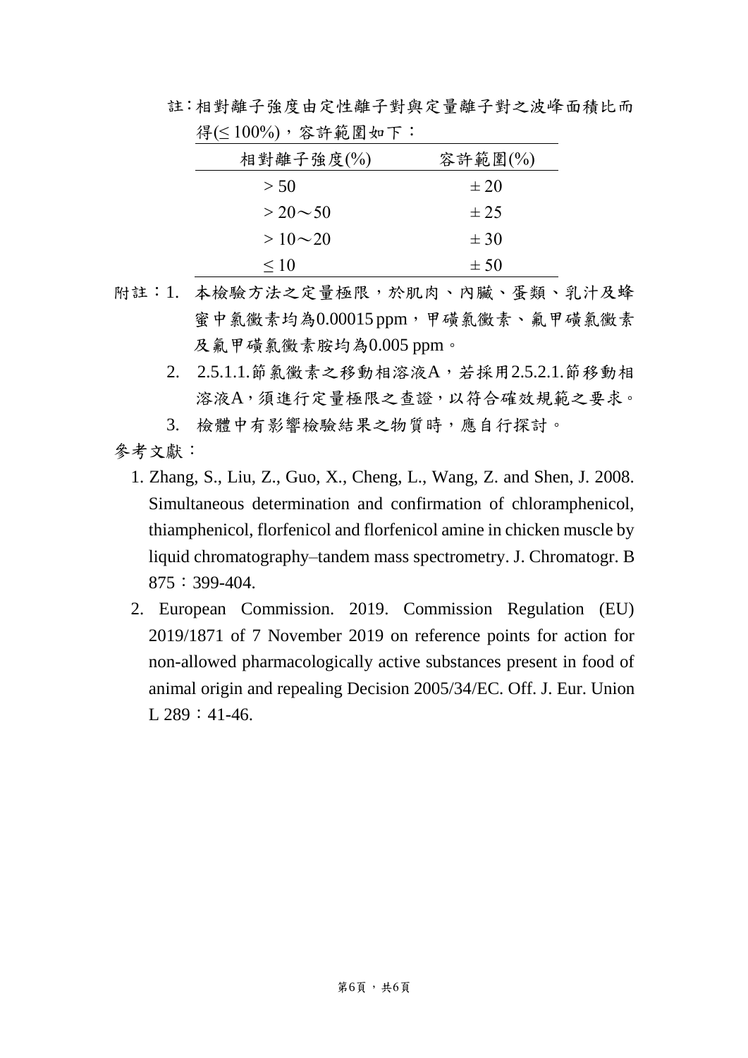註：相對離子強度由定性離子對與定量離子對之波峰面積比而得(≤ 100%)，容許範圍如下：

| 相對離子強度(%) | 容許範圍(%) |
|---|---|
| > 50 | ± 20 |
| > 20～50 | ± 25 |
| > 10～20 | ± 30 |
| ≤ 10 | ± 50 |

附註：1. 本檢驗方法之定量極限，於肌肉、內臟、蛋類、乳汁及蜂蜜中氯黴素均為0.00015 ppm，甲磺氯黴素、氟甲磺氯黴素及氟甲磺氯黴素胺均為0.005 ppm。

2. 2.5.1.1.節氯黴素之移動相溶液A，若採用2.5.2.1.節移動相溶液A，須進行定量極限之查證，以符合確效規範之要求。

3. 檢體中有影響檢驗結果之物質時，應自行探討。

參考文獻：

1. Zhang, S., Liu, Z., Guo, X., Cheng, L., Wang, Z. and Shen, J. 2008. Simultaneous determination and confirmation of chloramphenicol, thiamphenicol, florfenicol and florfenicol amine in chicken muscle by liquid chromatography–tandem mass spectrometry. J. Chromatogr. B 875：399-404.
2. European Commission. 2019. Commission Regulation (EU) 2019/1871 of 7 November 2019 on reference points for action for non-allowed pharmacologically active substances present in food of animal origin and repealing Decision 2005/34/EC. Off. J. Eur. Union L 289：41-46.